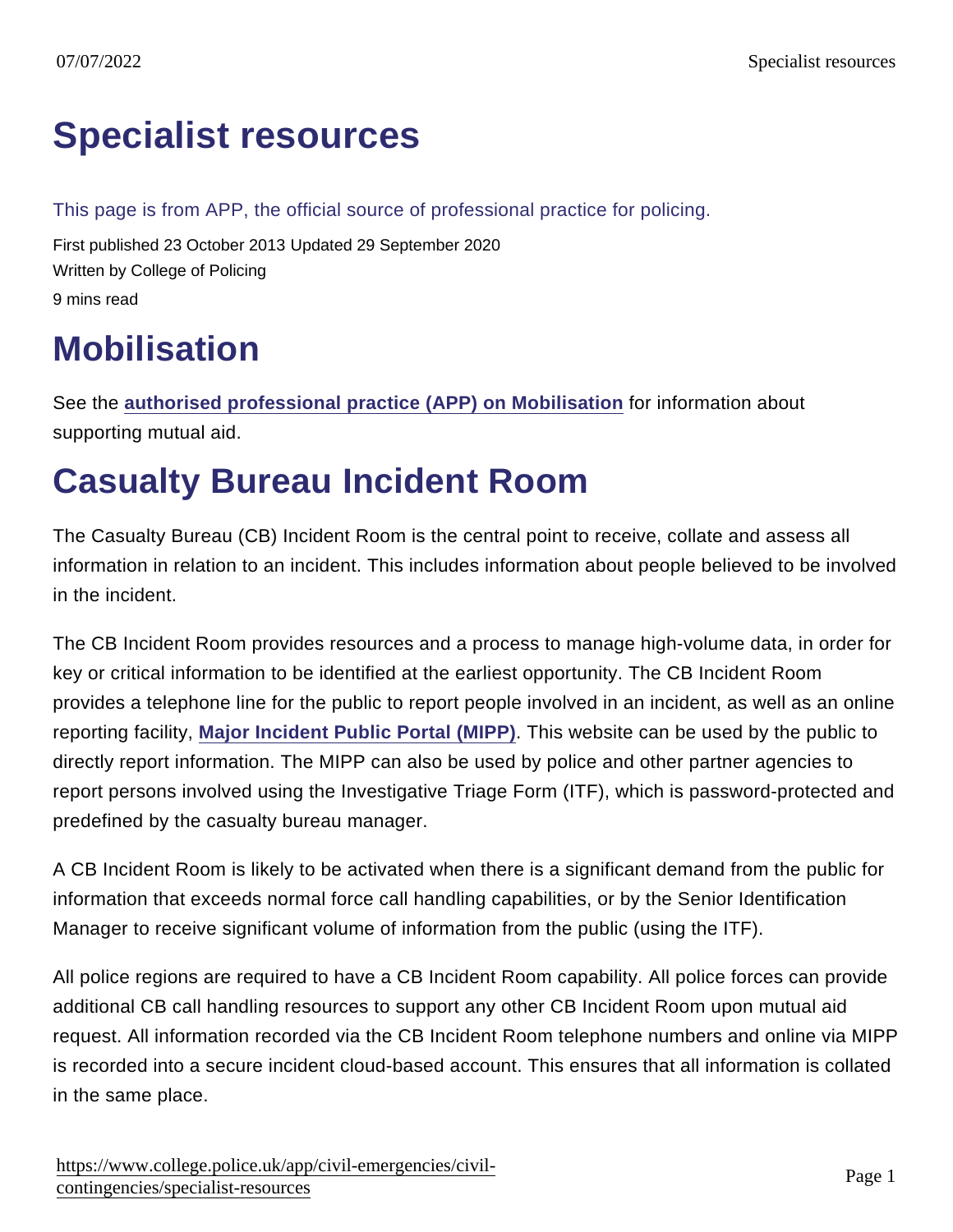# Specialist resources

This page is from APP, the official source of professional practice for policing.

First published 23 October 2013 Updated 29 September 2020

Written by College of Policing

9 mins read

## Mobilisation

See the **authorised professional practice (APP) on Mobilisation** for information about supporting mutual aid.

## Casualty Bureau Incident Room

The Casualty Bureau (CB) Incident Room is the central point to receive, collate and assess all information in relation to an incident. This includes information about people believed to be involved in the incident.

The CB Incident Room provides resources and a process to manage high-volume data, in order for key or critical information to be identified at the earliest opportunity. The CB Incident Room provides a telephone line for the public to report people involved in an incident, as well as an online reporting facility, **Major Incident Public Portal (MIPP)**. This website can be used by the public to directly report information. The MIPP can also be used by police and other partner agencies to report persons involved using the Investigative Triage Form (ITF), which is password-protected and predefined by the casualty bureau manager.

A CB Incident Room is likely to be activated when there is a significant demand from the public for information that exceeds normal force call handling capabilities, or by the Senior Identification Manager to receive significant volume of information from the public (using the ITF).

All police regions are required to have a CB Incident Room capability. All police forces can provide additional CB call handling resources to support any other CB Incident Room upon mutual aid request. All information recorded via the CB Incident Room telephone numbers and online via MIPP is recorded into a secure incident cloud-based account. This ensures that all information is collated in the same place.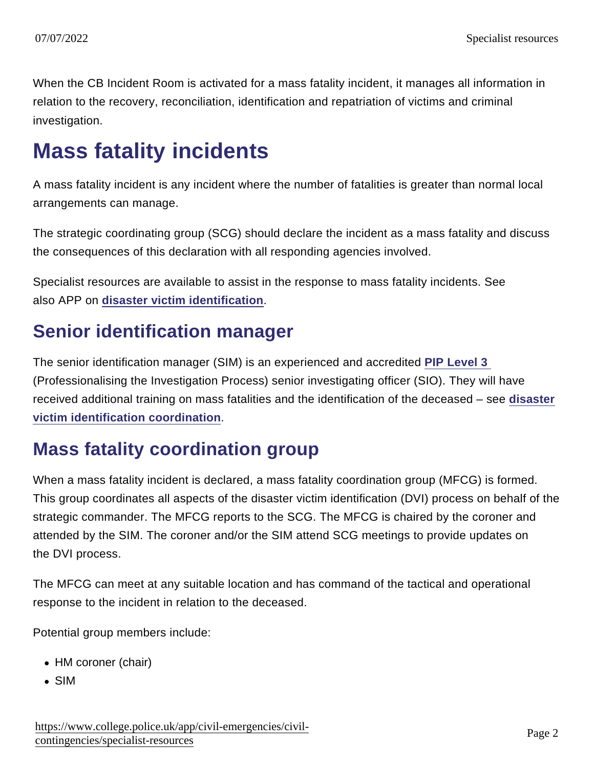When the CB Incident Room is activated for a mass fatality incident, it manages all information in relation to the recovery, reconciliation, identification and repatriation of victims and criminal investigation.

## Mass fatality incidents

A mass fatality incident is any incident where the number of fatalities is greater than normal local arrangements can manage.

The strategic coordinating group (SCG) should declare the incident as a mass fatality and discuss the consequences of this declaration with all responding agencies involved.

Specialist resources are available to assist in the response to mass fatality incidents. See also APP on **disaster victim identification**.

### Senior identification manager

The senior identification manager (SIM) is an experienced and accredited **PIP Level 3** (Professionalising the Investigation Process) senior investigating officer (SIO). They will have received additional training on mass fatalities and the identification of the deceased – see **disaster victim identification coordination**.

### Mass fatality coordination group

When a mass fatality incident is declared, a mass fatality coordination group (MFCG) is formed. This group coordinates all aspects of the disaster victim identification (DVI) process on behalf of the strategic commander. The MFCG reports to the SCG. The MFCG is chaired by the coroner and attended by the SIM. The coroner and/or the SIM attend SCG meetings to provide updates on the DVI process.

The MFCG can meet at any suitable location and has command of the tactical and operational response to the incident in relation to the deceased.

Potential group members include:

- HM coroner (chair)
- SIM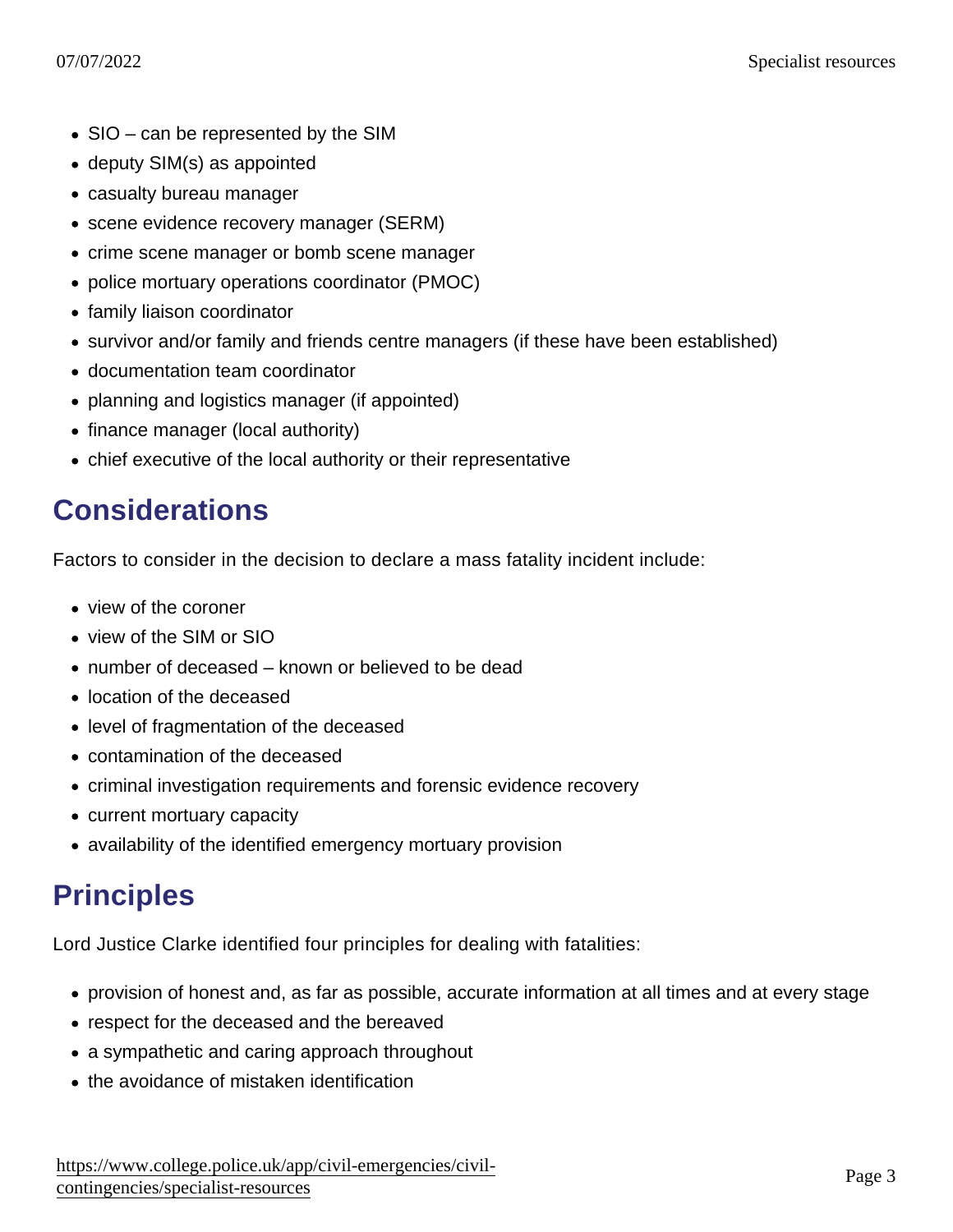- SIO – can be represented by the SIM
- deputy SIM(s) as appointed
- casualty bureau manager
- scene evidence recovery manager (SERM)
- crime scene manager or bomb scene manager
- police mortuary operations coordinator (PMOC)
- family liaison coordinator
- survivor and/or family and friends centre managers (if these have been established)
- documentation team coordinator
- planning and logistics manager (if appointed)
- finance manager (local authority)
- chief executive of the local authority or their representative

## Considerations

Factors to consider in the decision to declare a mass fatality incident include:

- view of the coroner
- view of the SIM or SIO
- number of deceased – known or believed to be dead
- location of the deceased
- level of fragmentation of the deceased
- contamination of the deceased
- criminal investigation requirements and forensic evidence recovery
- current mortuary capacity
- availability of the identified emergency mortuary provision

## Principles

Lord Justice Clarke identified four principles for dealing with fatalities:

- provision of honest and, as far as possible, accurate information at all times and at every stage
- respect for the deceased and the bereaved
- a sympathetic and caring approach throughout
- the avoidance of mistaken identification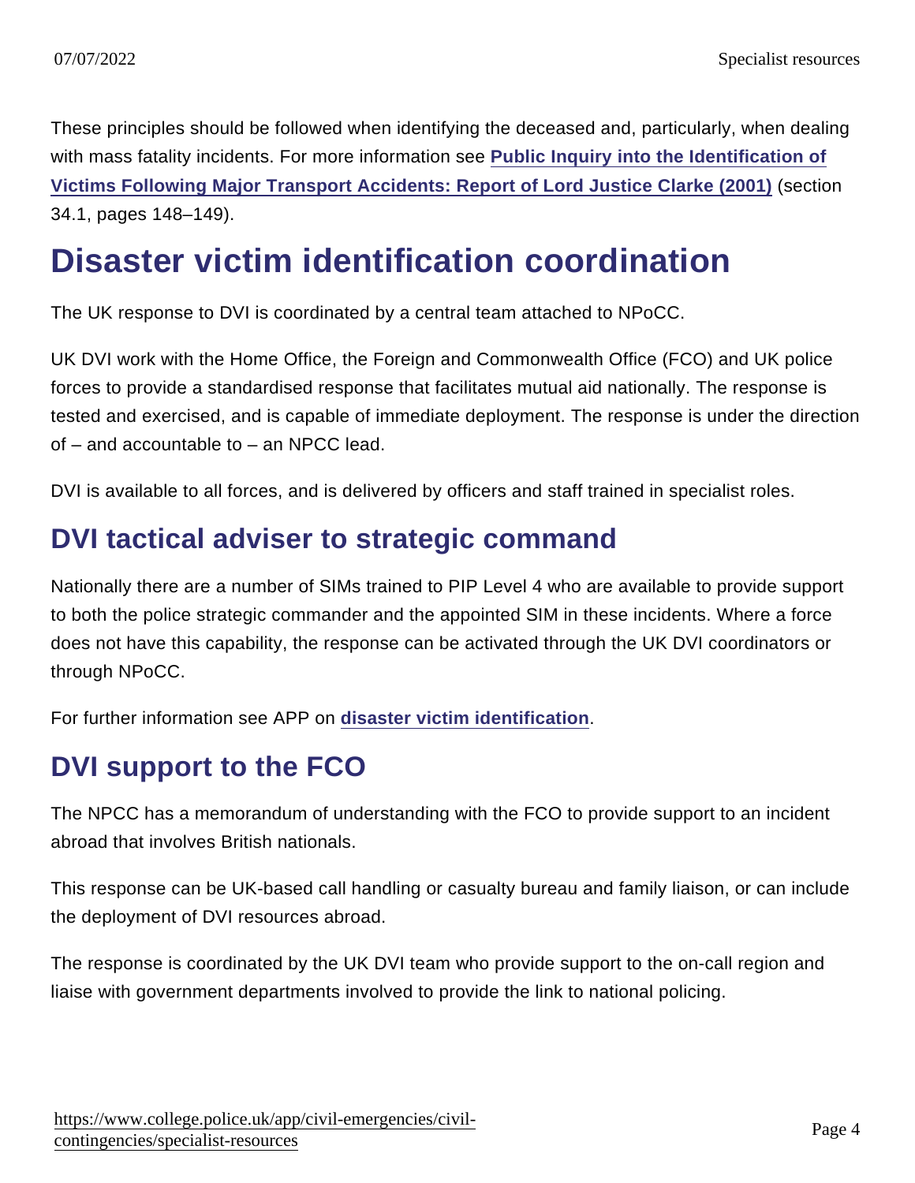These principles should be followed when identifying the deceased and, particularly, when dealing with mass fatality incidents. For more information see **Public Inquiry into the Identification of Victims Following Major Transport Accidents: Report of Lord Justice Clarke (2001)** (section 34.1, pages 148–149).

# Disaster victim identification coordination

The UK response to DVI is coordinated by a central team attached to NPoCC.

UK DVI work with the Home Office, the Foreign and Commonwealth Office (FCO) and UK police forces to provide a standardised response that facilitates mutual aid nationally. The response is tested and exercised, and is capable of immediate deployment. The response is under the direction of – and accountable to – an NPCC lead.

DVI is available to all forces, and is delivered by officers and staff trained in specialist roles.

## DVI tactical adviser to strategic command

Nationally there are a number of SIMs trained to PIP Level 4 who are available to provide support to both the police strategic commander and the appointed SIM in these incidents. Where a force does not have this capability, the response can be activated through the UK DVI coordinators or through NPoCC.

For further information see APP on **disaster victim identification**.

## DVI support to the FCO

The NPCC has a memorandum of understanding with the FCO to provide support to an incident abroad that involves British nationals.

This response can be UK-based call handling or casualty bureau and family liaison, or can include the deployment of DVI resources abroad.

The response is coordinated by the UK DVI team who provide support to the on-call region and liaise with government departments involved to provide the link to national policing.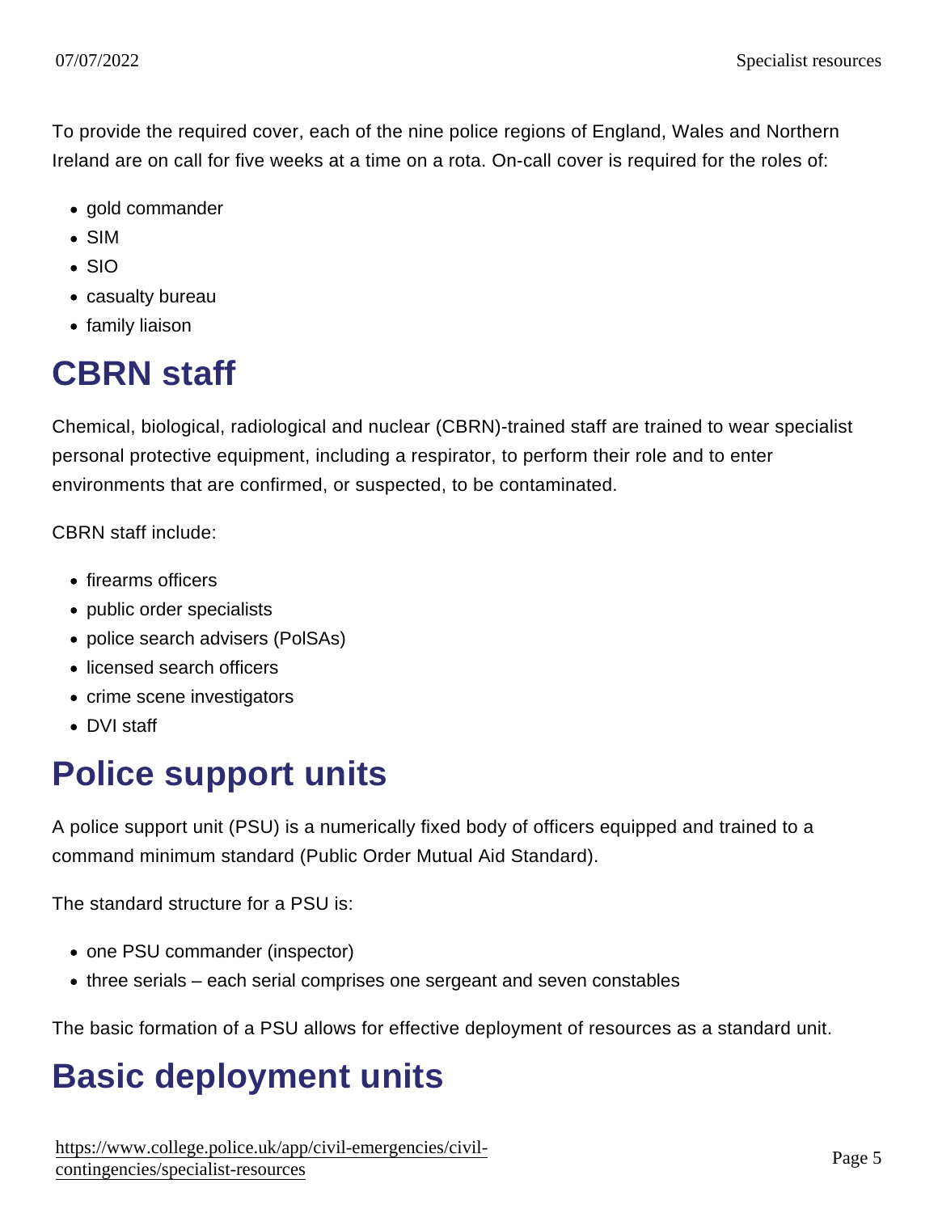To provide the required cover, each of the nine police regions of England, Wales and Northern Ireland are on call for five weeks at a time on a rota. On-call cover is required for the roles of:

- gold commander
- SIM
- SIO
- casualty bureau
- family liaison

## CBRN staff

Chemical, biological, radiological and nuclear (CBRN)-trained staff are trained to wear specialist personal protective equipment, including a respirator, to perform their role and to enter environments that are confirmed, or suspected, to be contaminated.

CBRN staff include:

- firearms officers
- public order specialists
- police search advisers (PolSAs)
- licensed search officers
- crime scene investigators
- DVI staff

## Police support units

A police support unit (PSU) is a numerically fixed body of officers equipped and trained to a command minimum standard (Public Order Mutual Aid Standard).

The standard structure for a PSU is:

- one PSU commander (inspector)
- three serials – each serial comprises one sergeant and seven constables

The basic formation of a PSU allows for effective deployment of resources as a standard unit.

## Basic deployment units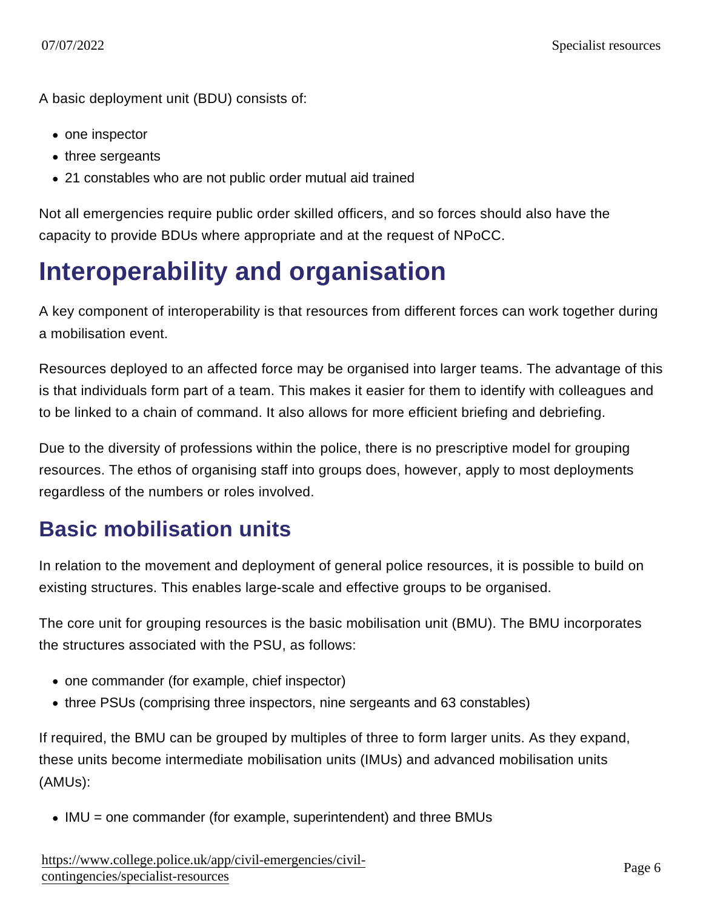A basic deployment unit (BDU) consists of:

- one inspector
- three sergeants
- 21 constables who are not public order mutual aid trained

Not all emergencies require public order skilled officers, and so forces should also have the capacity to provide BDUs where appropriate and at the request of NPoCC.

# Interoperability and organisation

A key component of interoperability is that resources from different forces can work together during a mobilisation event.

Resources deployed to an affected force may be organised into larger teams. The advantage of this is that individuals form part of a team. This makes it easier for them to identify with colleagues and to be linked to a chain of command. It also allows for more efficient briefing and debriefing.

Due to the diversity of professions within the police, there is no prescriptive model for grouping resources. The ethos of organising staff into groups does, however, apply to most deployments regardless of the numbers or roles involved.

## Basic mobilisation units

In relation to the movement and deployment of general police resources, it is possible to build on existing structures. This enables large-scale and effective groups to be organised.

The core unit for grouping resources is the basic mobilisation unit (BMU). The BMU incorporates the structures associated with the PSU, as follows:

- one commander (for example, chief inspector)
- three PSUs (comprising three inspectors, nine sergeants and 63 constables)

If required, the BMU can be grouped by multiples of three to form larger units. As they expand, these units become intermediate mobilisation units (IMUs) and advanced mobilisation units (AMUs):

- IMU = one commander (for example, superintendent) and three BMUs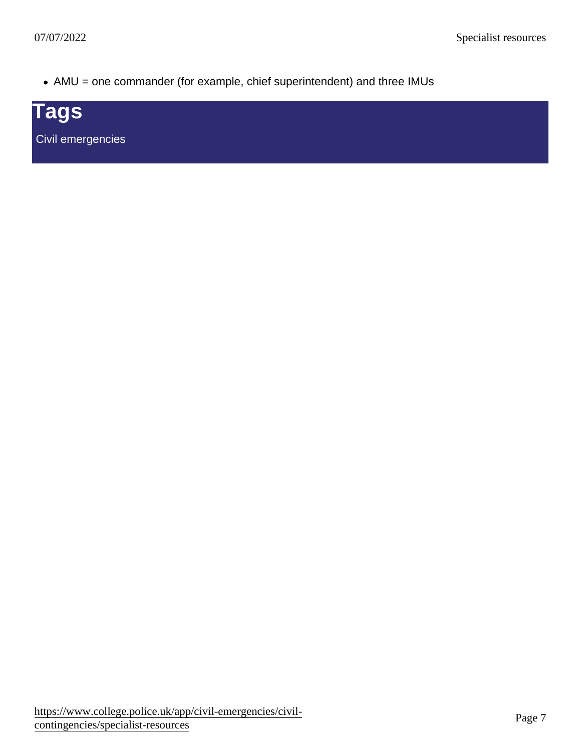- AMU = one commander (for example, chief superintendent) and three IMUs

# Tags

Civil emergencies